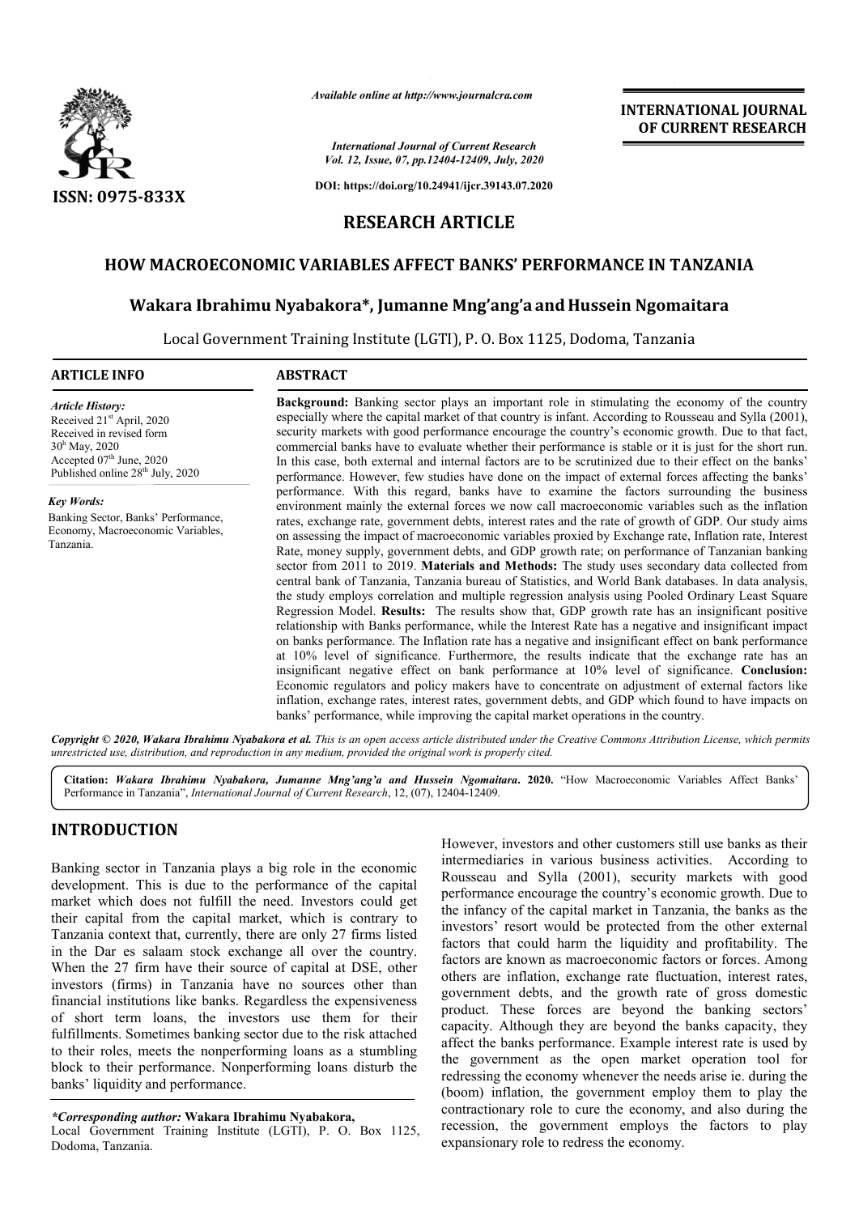**RESEARCH ARTICLE**

# HOW MACROECONOMIC VARIABLES AFFECT BANKS' PERFORMANCE IN TANZANIA

**Wakara Ibrahimu Nyabakora\*, Jumanne Mng'ang'a and Hussein Ngomaitara**

Local Government Training Institute (LGTI), P. O. Box 1125, Dodoma, Tanzania

**ARTICLE INFO**

*Article History:*
Received 21st April, 2020
Received in revised form 30th May, 2020
Accepted 07th June, 2020
Published online 28th July, 2020

*Key Words:*
Banking Sector, Banks' Performance, Economy, Macroeconomic Variables, Tanzania.

**ABSTRACT**

**Background:** Banking sector plays an important role in stimulating the economy of the country especially where the capital market of that country is infant. According to Rousseau and Sylla (2001), security markets with good performance encourage the country's economic growth. Due to that fact, commercial banks have to evaluate whether their performance is stable or it is just for the short run. In this case, both external and internal factors are to be scrutinized due to their effect on the banks' performance. However, few studies have done on the impact of external forces affecting the banks' performance. With this regard, banks have to examine the factors surrounding the business environment mainly the external forces we now call macroeconomic variables such as the inflation rates, exchange rate, government debts, interest rates and the rate of growth of GDP. Our study aims on assessing the impact of macroeconomic variables proxied by Exchange rate, Inflation rate, Interest Rate, money supply, government debts, and GDP growth rate; on performance of Tanzanian banking sector from 2011 to 2019. **Materials and Methods:** The study uses secondary data collected from central bank of Tanzania, Tanzania bureau of Statistics, and World Bank databases. In data analysis, the study employs correlation and multiple regression analysis using Pooled Ordinary Least Square Regression Model. **Results:** The results show that, GDP growth rate has an insignificant positive relationship with Banks performance, while the Interest Rate has a negative and insignificant impact on banks performance. The Inflation rate has a negative and insignificant effect on bank performance at 10% level of significance. Furthermore, the results indicate that the exchange rate has an insignificant negative effect on bank performance at 10% level of significance. **Conclusion:** Economic regulators and policy makers have to concentrate on adjustment of external factors like inflation, exchange rates, interest rates, government debts, and GDP which found to have impacts on banks' performance, while improving the capital market operations in the country.

***Copyright © 2020, Wakara Ibrahimu Nyabakora et al.*** *This is an open access article distributed under the Creative Commons Attribution License, which permits unrestricted use, distribution, and reproduction in any medium, provided the original work is properly cited.*

**Citation:** ***Wakara Ibrahimu Nyabakora, Jumanne Mng'ang'a and Hussein Ngomaitara.*** **2020.** "How Macroeconomic Variables Affect Banks' Performance in Tanzania", *International Journal of Current Research*, 12, (07), 12404-12409.

## INTRODUCTION

Banking sector in Tanzania plays a big role in the economic development. This is due to the performance of the capital market which does not fulfill the need. Investors could get their capital from the capital market, which is contrary to Tanzania context that, currently, there are only 27 firms listed in the Dar es salaam stock exchange all over the country. When the 27 firm have their source of capital at DSE, other investors (firms) in Tanzania have no sources other than financial institutions like banks. Regardless the expensiveness of short term loans, the investors use them for their fulfillments. Sometimes banking sector due to the risk attached to their roles, meets the nonperforming loans as a stumbling block to their performance. Nonperforming loans disturb the banks' liquidity and performance.

However, investors and other customers still use banks as their intermediaries in various business activities. According to Rousseau and Sylla (2001), security markets with good performance encourage the country's economic growth. Due to the infancy of the capital market in Tanzania, the banks as the investors' resort would be protected from the other external factors that could harm the liquidity and profitability. The factors are known as macroeconomic factors or forces. Among others are inflation, exchange rate fluctuation, interest rates, government debts, and the growth rate of gross domestic product. These forces are beyond the banking sectors' capacity. Although they are beyond the banks capacity, they affect the banks performance. Example interest rate is used by the government as the open market operation tool for redressing the economy whenever the needs arise ie. during the (boom) inflation, the government employ them to play the contractionary role to cure the economy, and also during the recession, the government employs the factors to play expansionary role to redress the economy.

***\*Corresponding author:*** **Wakara Ibrahimu Nyabakora,**
Local Government Training Institute (LGTI), P. O. Box 1125, Dodoma, Tanzania.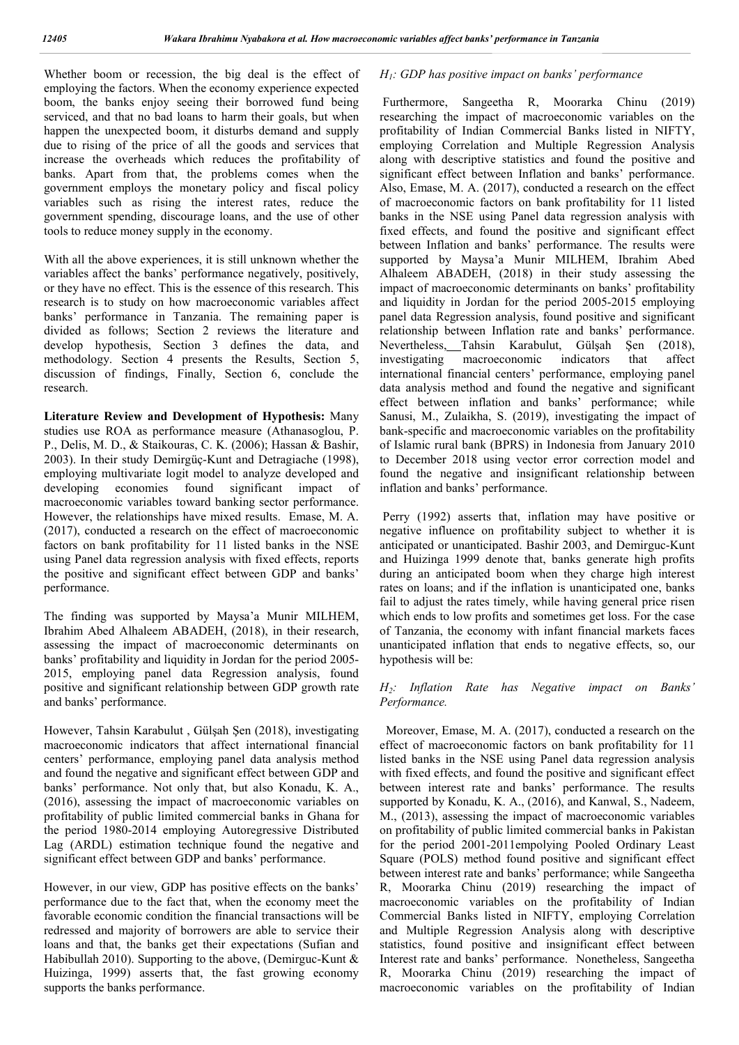Whether boom or recession, the big deal is the effect of employing the factors. When the economy experience expected boom, the banks enjoy seeing their borrowed fund being serviced, and that no bad loans to harm their goals, but when happen the unexpected boom, it disturbs demand and supply due to rising of the price of all the goods and services that increase the overheads which reduces the profitability of banks. Apart from that, the problems comes when the government employs the monetary policy and fiscal policy variables such as rising the interest rates, reduce the government spending, discourage loans, and the use of other tools to reduce money supply in the economy.

With all the above experiences, it is still unknown whether the variables affect the banks' performance negatively, positively, or they have no effect. This is the essence of this research. This research is to study on how macroeconomic variables affect banks' performance in Tanzania. The remaining paper is divided as follows; Section 2 reviews the literature and develop hypothesis, Section 3 defines the data, and methodology. Section 4 presents the Results, Section 5, discussion of findings, Finally, Section 6, conclude the research.

**Literature Review and Development of Hypothesis:** Many studies use ROA as performance measure (Athanasoglou, P. P., Delis, M. D., & Staikouras, C. K. (2006); Hassan & Bashir, 2003). In their study Demirgüç-Kunt and Detragiache (1998), employing multivariate logit model to analyze developed and developing economies found significant impact of macroeconomic variables toward banking sector performance. However, the relationships have mixed results. Emase, M. A. (2017), conducted a research on the effect of macroeconomic factors on bank profitability for 11 listed banks in the NSE using Panel data regression analysis with fixed effects, reports the positive and significant effect between GDP and banks' performance.

The finding was supported by Maysa'a Munir MILHEM, Ibrahim Abed Alhaleem ABADEH, (2018), in their research, assessing the impact of macroeconomic determinants on banks' profitability and liquidity in Jordan for the period 2005-2015, employing panel data Regression analysis, found positive and significant relationship between GDP growth rate and banks' performance.

However, Tahsin Karabulut , Gülşah Şen (2018), investigating macroeconomic indicators that affect international financial centers' performance, employing panel data analysis method and found the negative and significant effect between GDP and banks' performance. Not only that, but also Konadu, K. A., (2016), assessing the impact of macroeconomic variables on profitability of public limited commercial banks in Ghana for the period 1980-2014 employing Autoregressive Distributed Lag (ARDL) estimation technique found the negative and significant effect between GDP and banks' performance.

However, in our view, GDP has positive effects on the banks' performance due to the fact that, when the economy meet the favorable economic condition the financial transactions will be redressed and majority of borrowers are able to service their loans and that, the banks get their expectations (Sufian and Habibullah 2010). Supporting to the above, (Demirguc-Kunt & Huizinga, 1999) asserts that, the fast growing economy supports the banks performance.

*$H_1$: GDP has positive impact on banks' performance*

Furthermore, Sangeetha R, Moorarka Chinu (2019) researching the impact of macroeconomic variables on the profitability of Indian Commercial Banks listed in NIFTY, employing Correlation and Multiple Regression Analysis along with descriptive statistics and found the positive and significant effect between Inflation and banks' performance. Also, Emase, M. A. (2017), conducted a research on the effect of macroeconomic factors on bank profitability for 11 listed banks in the NSE using Panel data regression analysis with fixed effects, and found the positive and significant effect between Inflation and banks' performance. The results were supported by Maysa'a Munir MILHEM, Ibrahim Abed Alhaleem ABADEH, (2018) in their study assessing the impact of macroeconomic determinants on banks' profitability and liquidity in Jordan for the period 2005-2015 employing panel data Regression analysis, found positive and significant relationship between Inflation rate and banks' performance. Nevertheless, Tahsin Karabulut, Gülşah Şen (2018), investigating macroeconomic indicators that affect international financial centers' performance, employing panel data analysis method and found the negative and significant effect between inflation and banks' performance; while Sanusi, M., Zulaikha, S. (2019), investigating the impact of bank-specific and macroeconomic variables on the profitability of Islamic rural bank (BPRS) in Indonesia from January 2010 to December 2018 using vector error correction model and found the negative and insignificant relationship between inflation and banks' performance.

Perry (1992) asserts that, inflation may have positive or negative influence on profitability subject to whether it is anticipated or unanticipated. Bashir 2003, and Demirguc-Kunt and Huizinga 1999 denote that, banks generate high profits during an anticipated boom when they charge high interest rates on loans; and if the inflation is unanticipated one, banks fail to adjust the rates timely, while having general price risen which ends to low profits and sometimes get loss. For the case of Tanzania, the economy with infant financial markets faces unanticipated inflation that ends to negative effects, so, our hypothesis will be:

*$H_2$: Inflation Rate has Negative impact on Banks' Performance.*

Moreover, Emase, M. A. (2017), conducted a research on the effect of macroeconomic factors on bank profitability for 11 listed banks in the NSE using Panel data regression analysis with fixed effects, and found the positive and significant effect between interest rate and banks' performance. The results supported by Konadu, K. A., (2016), and Kanwal, S., Nadeem, M., (2013), assessing the impact of macroeconomic variables on profitability of public limited commercial banks in Pakistan for the period 2001-2011empolying Pooled Ordinary Least Square (POLS) method found positive and significant effect between interest rate and banks' performance; while Sangeetha R, Moorarka Chinu (2019) researching the impact of macroeconomic variables on the profitability of Indian Commercial Banks listed in NIFTY, employing Correlation and Multiple Regression Analysis along with descriptive statistics, found positive and insignificant effect between Interest rate and banks' performance. Nonetheless, Sangeetha R, Moorarka Chinu (2019) researching the impact of macroeconomic variables on the profitability of Indian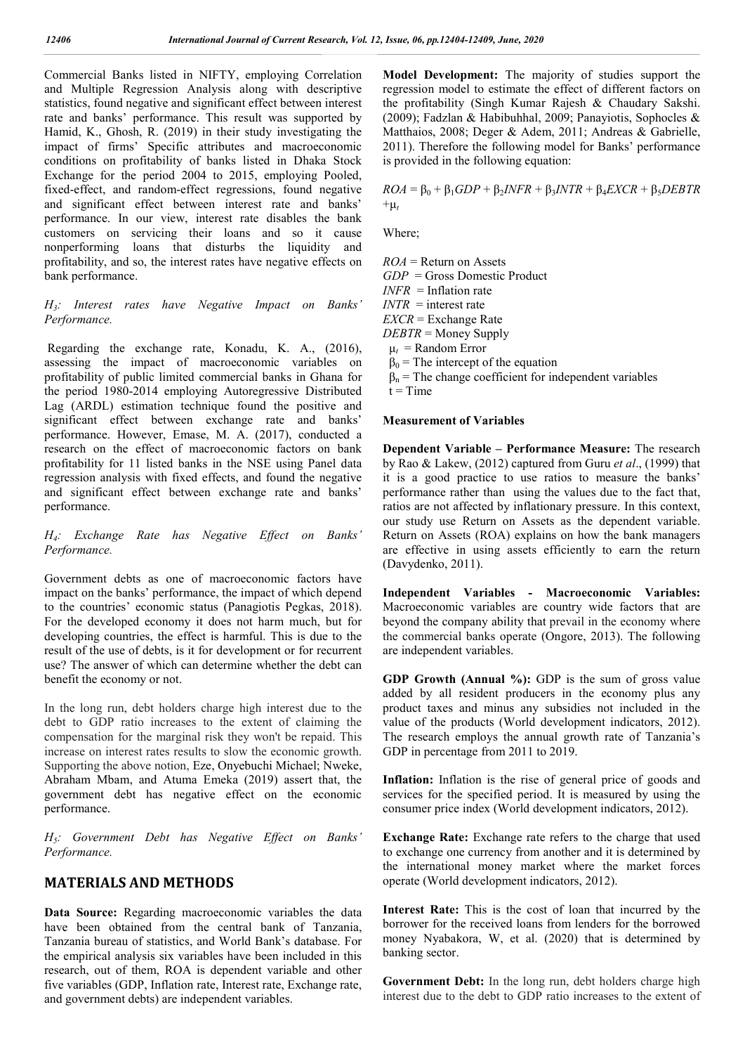Commercial Banks listed in NIFTY, employing Correlation and Multiple Regression Analysis along with descriptive statistics, found negative and significant effect between interest rate and banks' performance. This result was supported by Hamid, K., Ghosh, R. (2019) in their study investigating the impact of firms' Specific attributes and macroeconomic conditions on profitability of banks listed in Dhaka Stock Exchange for the period 2004 to 2015, employing Pooled, fixed-effect, and random-effect regressions, found negative and significant effect between interest rate and banks' performance. In our view, interest rate disables the bank customers on servicing their loans and so it cause nonperforming loans that disturbs the liquidity and profitability, and so, the interest rates have negative effects on bank performance.

*$H_3$: Interest rates have Negative Impact on Banks' Performance.*

Regarding the exchange rate, Konadu, K. A., (2016), assessing the impact of macroeconomic variables on profitability of public limited commercial banks in Ghana for the period 1980-2014 employing Autoregressive Distributed Lag (ARDL) estimation technique found the positive and significant effect between exchange rate and banks' performance. However, Emase, M. A. (2017), conducted a research on the effect of macroeconomic factors on bank profitability for 11 listed banks in the NSE using Panel data regression analysis with fixed effects, and found the negative and significant effect between exchange rate and banks' performance.

*$H_4$: Exchange Rate has Negative Effect on Banks' Performance.*

Government debts as one of macroeconomic factors have impact on the banks' performance, the impact of which depend to the countries' economic status (Panagiotis Pegkas, 2018). For the developed economy it does not harm much, but for developing countries, the effect is harmful. This is due to the result of the use of debts, is it for development or for recurrent use? The answer of which can determine whether the debt can benefit the economy or not.

In the long run, debt holders charge high interest due to the debt to GDP ratio increases to the extent of claiming the compensation for the marginal risk they won't be repaid. This increase on interest rates results to slow the economic growth. Supporting the above notion, Eze, Onyebuchi Michael; Nweke, Abraham Mbam, and Atuma Emeka (2019) assert that, the government debt has negative effect on the economic performance.

*$H_5$: Government Debt has Negative Effect on Banks' Performance.*

## MATERIALS AND METHODS

**Data Source:** Regarding macroeconomic variables the data have been obtained from the central bank of Tanzania, Tanzania bureau of statistics, and World Bank's database. For the empirical analysis six variables have been included in this research, out of them, ROA is dependent variable and other five variables (GDP, Inflation rate, Interest rate, Exchange rate, and government debts) are independent variables.

**Model Development:** The majority of studies support the regression model to estimate the effect of different factors on the profitability (Singh Kumar Rajesh & Chaudary Sakshi. (2009); Fadzlan & Habibuhhal, 2009; Panayiotis, Sophocles & Matthaios, 2008; Deger & Adem, 2011; Andreas & Gabrielle, 2011). Therefore the following model for Banks' performance is provided in the following equation:

$$ROA = \beta_0 + \beta_1 GDP + \beta_2 INFR + \beta_3 INTR + \beta_4 EXCR + \beta_5 DEBTR + \mu_t$$

Where;

$ROA$ = Return on Assets
$GDP$ = Gross Domestic Product
$INFR$ = Inflation rate
$INTR$ = interest rate
$EXCR$ = Exchange Rate
$DEBTR$ = Money Supply
$\mu_t$ = Random Error
$\beta_0$ = The intercept of the equation
$\beta_n$ = The change coefficient for independent variables
$t$ = Time

**Measurement of Variables**

**Dependent Variable – Performance Measure:** The research by Rao & Lakew, (2012) captured from Guru *et al*., (1999) that it is a good practice to use ratios to measure the banks' performance rather than using the values due to the fact that, ratios are not affected by inflationary pressure. In this context, our study use Return on Assets as the dependent variable. Return on Assets (ROA) explains on how the bank managers are effective in using assets efficiently to earn the return (Davydenko, 2011).

**Independent Variables - Macroeconomic Variables:** Macroeconomic variables are country wide factors that are beyond the company ability that prevail in the economy where the commercial banks operate (Ongore, 2013). The following are independent variables.

**GDP Growth (Annual %):** GDP is the sum of gross value added by all resident producers in the economy plus any product taxes and minus any subsidies not included in the value of the products (World development indicators, 2012). The research employs the annual growth rate of Tanzania's GDP in percentage from 2011 to 2019.

**Inflation:** Inflation is the rise of general price of goods and services for the specified period. It is measured by using the consumer price index (World development indicators, 2012).

**Exchange Rate:** Exchange rate refers to the charge that used to exchange one currency from another and it is determined by the international money market where the market forces operate (World development indicators, 2012).

**Interest Rate:** This is the cost of loan that incurred by the borrower for the received loans from lenders for the borrowed money Nyabakora, W, et al. (2020) that is determined by banking sector.

**Government Debt:** In the long run, debt holders charge high interest due to the debt to GDP ratio increases to the extent of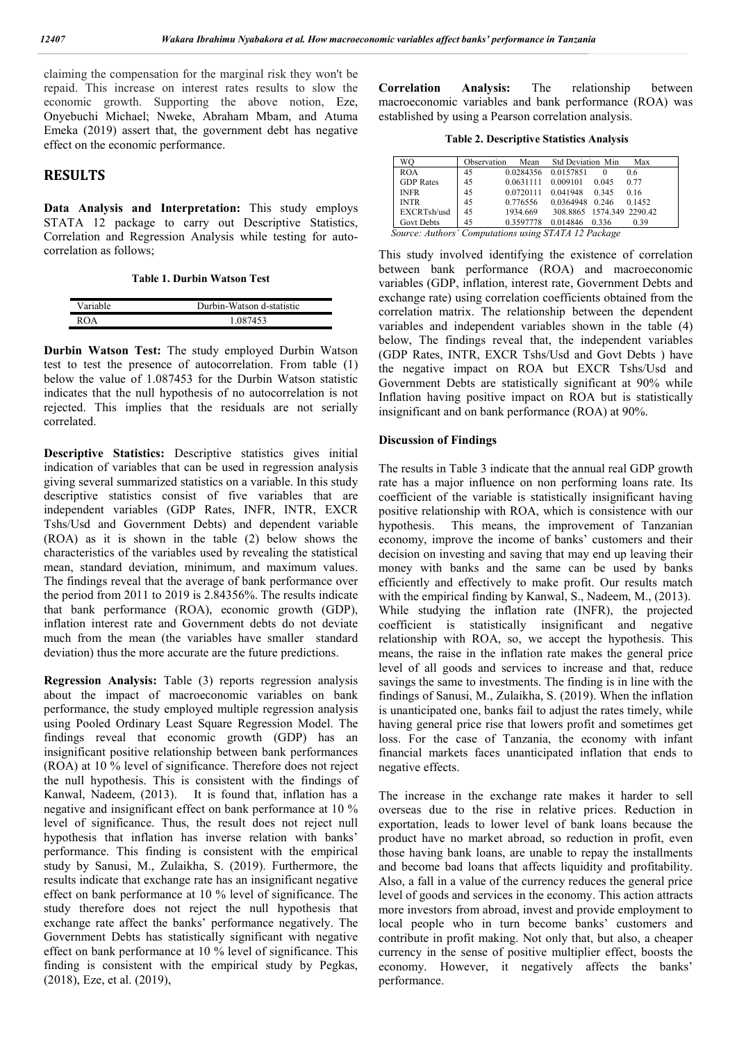claiming the compensation for the marginal risk they won't be repaid. This increase on interest rates results to slow the economic growth. Supporting the above notion, Eze, Onyebuchi Michael; Nweke, Abraham Mbam, and Atuma Emeka (2019) assert that, the government debt has negative effect on the economic performance.

## RESULTS

**Data Analysis and Interpretation:** This study employs STATA 12 package to carry out Descriptive Statistics, Correlation and Regression Analysis while testing for auto-correlation as follows;

**Table 1. Durbin Watson Test**

| Variable | Durbin-Watson d-statistic |
|---|---|
| ROA | 1.087453 |

**Durbin Watson Test:** The study employed Durbin Watson test to test the presence of autocorrelation. From table (1) below the value of 1.087453 for the Durbin Watson statistic indicates that the null hypothesis of no autocorrelation is not rejected. This implies that the residuals are not serially correlated.

**Descriptive Statistics:** Descriptive statistics gives initial indication of variables that can be used in regression analysis giving several summarized statistics on a variable. In this study descriptive statistics consist of five variables that are independent variables (GDP Rates, INFR, INTR, EXCR Tshs/Usd and Government Debts) and dependent variable (ROA) as it is shown in the table (2) below shows the characteristics of the variables used by revealing the statistical mean, standard deviation, minimum, and maximum values. The findings reveal that the average of bank performance over the period from 2011 to 2019 is 2.84356%. The results indicate that bank performance (ROA), economic growth (GDP), inflation interest rate and Government debts do not deviate much from the mean (the variables have smaller standard deviation) thus the more accurate are the future predictions.

**Regression Analysis:** Table (3) reports regression analysis about the impact of macroeconomic variables on bank performance, the study employed multiple regression analysis using Pooled Ordinary Least Square Regression Model. The findings reveal that economic growth (GDP) has an insignificant positive relationship between bank performances (ROA) at 10 % level of significance. Therefore does not reject the null hypothesis. This is consistent with the findings of Kanwal, Nadeem, (2013). It is found that, inflation has a negative and insignificant effect on bank performance at 10 % level of significance. Thus, the result does not reject null hypothesis that inflation has inverse relation with banks' performance. This finding is consistent with the empirical study by Sanusi, M., Zulaikha, S. (2019). Furthermore, the results indicate that exchange rate has an insignificant negative effect on bank performance at 10 % level of significance. The study therefore does not reject the null hypothesis that exchange rate affect the banks' performance negatively. The Government Debts has statistically significant with negative effect on bank performance at 10 % level of significance. This finding is consistent with the empirical study by Pegkas, (2018), Eze, et al. (2019),

**Correlation Analysis:** The relationship between macroeconomic variables and bank performance (ROA) was established by using a Pearson correlation analysis.

**Table 2. Descriptive Statistics Analysis**

| WQ | Observation | Mean | Std Deviation | Min | Max |
|---|---|---|---|---|---|
| ROA | 45 | 0.0284356 | 0.0157851 | 0 | 0.6 |
| GDP Rates | 45 | 0.0631111 | 0.009101 | 0.045 | 0.77 |
| INFR | 45 | 0.0720111 | 0.041948 | 0.345 | 0.16 |
| INTR | 45 | 0.776556 | 0.0364948 | 0.246 | 0.1452 |
| EXCRTsh/usd | 45 | 1934.669 | 308.8865 | 1574.349 | 2290.42 |
| Govt Debts | 45 | 0.3597778 | 0.014846 | 0.336 | 0.39 |

*Source: Authors' Computations using STATA 12 Package*

This study involved identifying the existence of correlation between bank performance (ROA) and macroeconomic variables (GDP, inflation, interest rate, Government Debts and exchange rate) using correlation coefficients obtained from the correlation matrix. The relationship between the dependent variables and independent variables shown in the table (4) below, The findings reveal that, the independent variables (GDP Rates, INTR, EXCR Tshs/Usd and Govt Debts ) have the negative impact on ROA but EXCR Tshs/Usd and Government Debts are statistically significant at 90% while Inflation having positive impact on ROA but is statistically insignificant and on bank performance (ROA) at 90%.

### Discussion of Findings

The results in Table 3 indicate that the annual real GDP growth rate has a major influence on non performing loans rate. Its coefficient of the variable is statistically insignificant having positive relationship with ROA, which is consistence with our hypothesis. This means, the improvement of Tanzanian economy, improve the income of banks' customers and their decision on investing and saving that may end up leaving their money with banks and the same can be used by banks efficiently and effectively to make profit. Our results match with the empirical finding by Kanwal, S., Nadeem, M., (2013). While studying the inflation rate (INFR), the projected coefficient is statistically insignificant and negative relationship with ROA, so, we accept the hypothesis. This means, the raise in the inflation rate makes the general price level of all goods and services to increase and that, reduce savings the same to investments. The finding is in line with the findings of Sanusi, M., Zulaikha, S. (2019). When the inflation is unanticipated one, banks fail to adjust the rates timely, while having general price rise that lowers profit and sometimes get loss. For the case of Tanzania, the economy with infant financial markets faces unanticipated inflation that ends to negative effects.

The increase in the exchange rate makes it harder to sell overseas due to the rise in relative prices. Reduction in exportation, leads to lower level of bank loans because the product have no market abroad, so reduction in profit, even those having bank loans, are unable to repay the installments and become bad loans that affects liquidity and profitability. Also, a fall in a value of the currency reduces the general price level of goods and services in the economy. This action attracts more investors from abroad, invest and provide employment to local people who in turn become banks' customers and contribute in profit making. Not only that, but also, a cheaper currency in the sense of positive multiplier effect, boosts the economy. However, it negatively affects the banks' performance.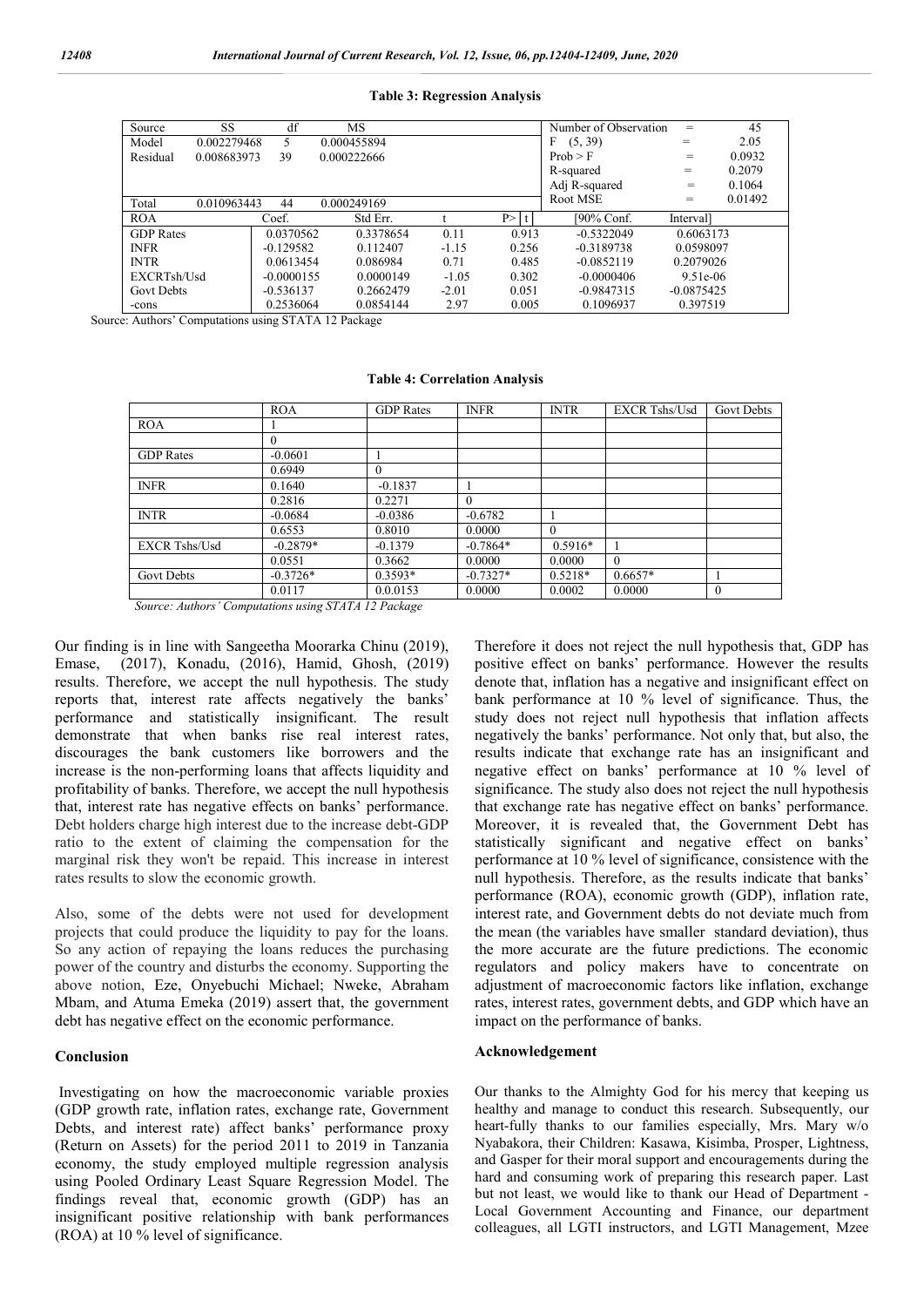**Table 3: Regression Analysis**

| Source | SS | df | MS | | | Number of Observation | = | 45 |
|---|---|---|---|---|---|---|---|---|
| Model | 0.002279468 | 5 | 0.000455894 | | | F (5, 39) | = | 2.05 |
| Residual | 0.008683973 | 39 | 0.000222666 | | | Prob > F | = | 0.0932 |
| | | | | | | R-squared | = | 0.2079 |
| | | | | | | Adj R-squared | = | 0.1064 |
| Total | 0.010963443 | 44 | 0.000249169 | | | Root MSE | = | 0.01492 |
| ROA | | Coef. | Std Err. | t | P>\|t\| | [90% Conf. | Interval] | |
| GDP Rates | | 0.0370562 | 0.3378654 | 0.11 | 0.913 | -0.5322049 | 0.6063173 | |
| INFR | | -0.129582 | 0.112407 | -1.15 | 0.256 | -0.3189738 | 0.0598097 | |
| INTR | | 0.0613454 | 0.086984 | 0.71 | 0.485 | -0.0852119 | 0.2079026 | |
| EXCRTsh/Usd | | -0.0000155 | 0.0000149 | -1.05 | 0.302 | -0.0000406 | 9.51e-06 | |
| Govt Debts | | -0.536137 | 0.2662479 | -2.01 | 0.051 | -0.9847315 | -0.0875425 | |
| -cons | | 0.2536064 | 0.0854144 | 2.97 | 0.005 | 0.1096937 | 0.397519 | |

Source: Authors' Computations using STATA 12 Package

**Table 4: Correlation Analysis**

| | ROA | GDP Rates | INFR | INTR | EXCR Tshs/Usd | Govt Debts |
|---|---|---|---|---|---|---|
| ROA | 1 | | | | | |
| | 0 | | | | | |
| GDP Rates | -0.0601 | 1 | | | | |
| | 0.6949 | 0 | | | | |
| INFR | 0.1640 | -0.1837 | 1 | | | |
| | 0.2816 | 0.2271 | 0 | | | |
| INTR | -0.0684 | -0.0386 | -0.6782 | 1 | | |
| | 0.6553 | 0.8010 | 0.0000 | 0 | | |
| EXCR Tshs/Usd | -0.2879* | -0.1379 | -0.7864* | 0.5916* | 1 | |
| | 0.0551 | 0.3662 | 0.0000 | 0.0000 | 0 | |
| Govt Debts | -0.3726* | 0.3593* | -0.7327* | 0.5218* | 0.6657* | 1 |
| | 0.0117 | 0.0.0153 | 0.0000 | 0.0002 | 0.0000 | 0 |

*Source: Authors' Computations using STATA 12 Package*

Our finding is in line with Sangeetha Moorarka Chinu (2019), Emase, (2017), Konadu, (2016), Hamid, Ghosh, (2019) results. Therefore, we accept the null hypothesis. The study reports that, interest rate affects negatively the banks' performance and statistically insignificant. The result demonstrate that when banks rise real interest rates, discourages the bank customers like borrowers and the increase is the non-performing loans that affects liquidity and profitability of banks. Therefore, we accept the null hypothesis that, interest rate has negative effects on banks' performance. Debt holders charge high interest due to the increase debt-GDP ratio to the extent of claiming the compensation for the marginal risk they won't be repaid. This increase in interest rates results to slow the economic growth.

Also, some of the debts were not used for development projects that could produce the liquidity to pay for the loans. So any action of repaying the loans reduces the purchasing power of the country and disturbs the economy. Supporting the above notion, Eze, Onyebuchi Michael; Nweke, Abraham Mbam, and Atuma Emeka (2019) assert that, the government debt has negative effect on the economic performance.

## Conclusion

Investigating on how the macroeconomic variable proxies (GDP growth rate, inflation rates, exchange rate, Government Debts, and interest rate) affect banks' performance proxy (Return on Assets) for the period 2011 to 2019 in Tanzania economy, the study employed multiple regression analysis using Pooled Ordinary Least Square Regression Model. The findings reveal that, economic growth (GDP) has an insignificant positive relationship with bank performances (ROA) at 10 % level of significance.

Therefore it does not reject the null hypothesis that, GDP has positive effect on banks' performance. However the results denote that, inflation has a negative and insignificant effect on bank performance at 10 % level of significance. Thus, the study does not reject null hypothesis that inflation affects negatively the banks' performance. Not only that, but also, the results indicate that exchange rate has an insignificant and negative effect on banks' performance at 10 % level of significance. The study also does not reject the null hypothesis that exchange rate has negative effect on banks' performance. Moreover, it is revealed that, the Government Debt has statistically significant and negative effect on banks' performance at 10 % level of significance, consistence with the null hypothesis. Therefore, as the results indicate that banks' performance (ROA), economic growth (GDP), inflation rate, interest rate, and Government debts do not deviate much from the mean (the variables have smaller standard deviation), thus the more accurate are the future predictions. The economic regulators and policy makers have to concentrate on adjustment of macroeconomic factors like inflation, exchange rates, interest rates, government debts, and GDP which have an impact on the performance of banks.

## Acknowledgement

Our thanks to the Almighty God for his mercy that keeping us healthy and manage to conduct this research. Subsequently, our heart-fully thanks to our families especially, Mrs. Mary w/o Nyabakora, their Children: Kasawa, Kisimba, Prosper, Lightness, and Gasper for their moral support and encouragements during the hard and consuming work of preparing this research paper. Last but not least, we would like to thank our Head of Department - Local Government Accounting and Finance, our department colleagues, all LGTI instructors, and LGTI Management, Mzee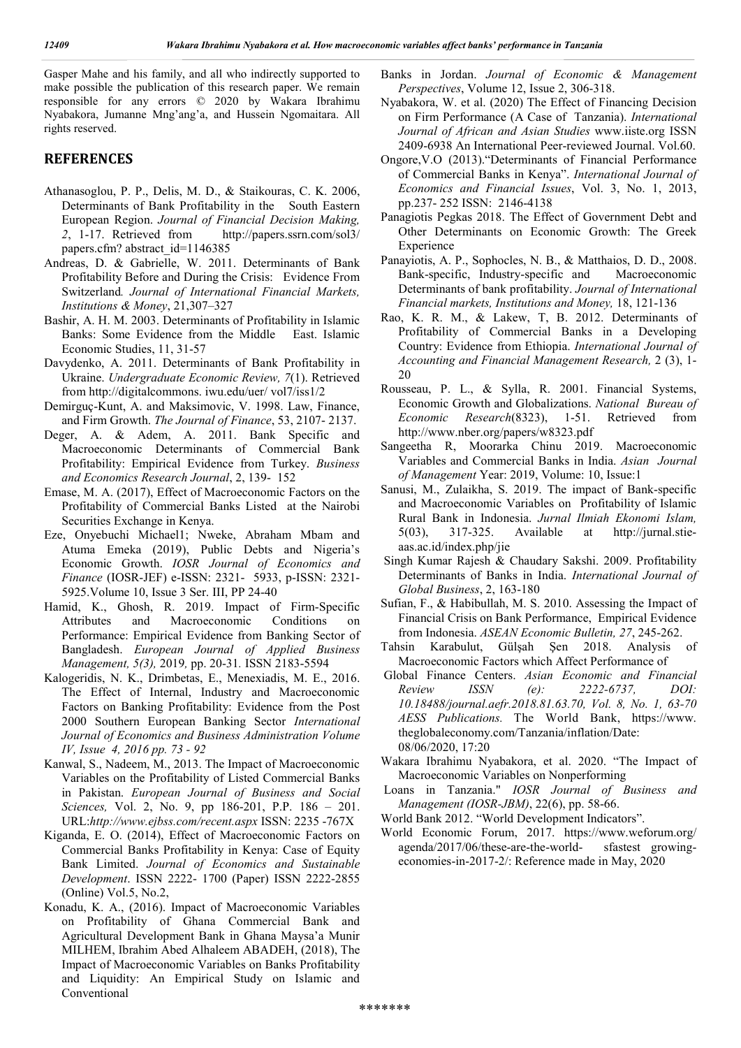Gasper Mahe and his family, and all who indirectly supported to make possible the publication of this research paper. We remain responsible for any errors © 2020 by Wakara Ibrahimu Nyabakora, Jumanne Mng'ang'a, and Hussein Ngomaitara. All rights reserved.

## REFERENCES

- Athanasoglou, P. P., Delis, M. D., & Staikouras, C. K. 2006, Determinants of Bank Profitability in the South Eastern European Region. *Journal of Financial Decision Making, 2*, 1-17. Retrieved from http://papers.ssrn.com/sol3/ papers.cfm? abstract_id=1146385
- Andreas, D. & Gabrielle, W. 2011. Determinants of Bank Profitability Before and During the Crisis: Evidence From Switzerland*. Journal of International Financial Markets, Institutions & Money*, 21,307–327
- Bashir, A. H. M. 2003. Determinants of Profitability in Islamic Banks: Some Evidence from the Middle East. Islamic Economic Studies, 11, 31-57
- Davydenko, A. 2011. Determinants of Bank Profitability in Ukraine. *Undergraduate Economic Review, 7*(1). Retrieved from http://digitalcommons. iwu.edu/uer/ vol7/iss1/2
- Demirguç-Kunt, A. and Maksimovic, V. 1998. Law, Finance, and Firm Growth. *The Journal of Finance*, 53, 2107- 2137.
- Deger, A. & Adem, A. 2011. Bank Specific and Macroeconomic Determinants of Commercial Bank Profitability: Empirical Evidence from Turkey. *Business and Economics Research Journal*, 2, 139- 152
- Emase, M. A. (2017), Effect of Macroeconomic Factors on the Profitability of Commercial Banks Listed at the Nairobi Securities Exchange in Kenya.
- Eze, Onyebuchi Michael1; Nweke, Abraham Mbam and Atuma Emeka (2019), Public Debts and Nigeria's Economic Growth. *IOSR Journal of Economics and Finance* (IOSR-JEF) e-ISSN: 2321- 5933, p-ISSN: 2321-5925.Volume 10, Issue 3 Ser. III, PP 24-40
- Hamid, K., Ghosh, R. 2019. Impact of Firm-Specific Attributes and Macroeconomic Conditions on Performance: Empirical Evidence from Banking Sector of Bangladesh. *European Journal of Applied Business Management, 5(3),* 2019*,* pp. 20-31*.* ISSN 2183-5594
- Kalogeridis, N. K., Drimbetas, E., Menexiadis, M. E., 2016. The Effect of Internal, Industry and Macroeconomic Factors on Banking Profitability: Evidence from the Post 2000 Southern European Banking Sector *International Journal of Economics and Business Administration Volume IV, Issue 4, 2016 pp. 73 - 92*
- Kanwal, S., Nadeem, M., 2013. The Impact of Macroeconomic Variables on the Profitability of Listed Commercial Banks in Pakistan. *European Journal of Business and Social Sciences,* Vol. 2, No. 9, pp 186-201, P.P. 186 – 201. URL:*http://www.ejbss.com/recent.aspx* ISSN: 2235 -767X
- Kiganda, E. O. (2014), Effect of Macroeconomic Factors on Commercial Banks Profitability in Kenya: Case of Equity Bank Limited. *Journal of Economics and Sustainable Development*. ISSN 2222- 1700 (Paper) ISSN 2222-2855 (Online) Vol.5, No.2,
- Konadu, K. A., (2016). Impact of Macroeconomic Variables on Profitability of Ghana Commercial Bank and Agricultural Development Bank in Ghana Maysa'a Munir MILHEM, Ibrahim Abed Alhaleem ABADEH, (2018), The Impact of Macroeconomic Variables on Banks Profitability and Liquidity: An Empirical Study on Islamic and Conventional Banks in Jordan. *Journal of Economic & Management Perspectives*, Volume 12, Issue 2, 306-318.
- Nyabakora, W. et al. (2020) The Effect of Financing Decision on Firm Performance (A Case of Tanzania). *International Journal of African and Asian Studies* www.iiste.org ISSN 2409-6938 An International Peer-reviewed Journal. Vol.60.
- Ongore,V.O (2013)."Determinants of Financial Performance of Commercial Banks in Kenya". *International Journal of Economics and Financial Issues*, Vol. 3, No. 1, 2013, pp.237- 252 ISSN: 2146-4138
- Panagiotis Pegkas 2018. The Effect of Government Debt and Other Determinants on Economic Growth: The Greek Experience
- Panayiotis, A. P., Sophocles, N. B., & Matthaios, D. D., 2008. Bank-specific, Industry-specific and Macroeconomic Determinants of bank profitability. *Journal of International Financial markets, Institutions and Money,* 18, 121-136
- Rao, K. R. M., & Lakew, T, B. 2012. Determinants of Profitability of Commercial Banks in a Developing Country: Evidence from Ethiopia. *International Journal of Accounting and Financial Management Research,* 2 (3), 1-20
- Rousseau, P. L., & Sylla, R. 2001. Financial Systems, Economic Growth and Globalizations. *National Bureau of Economic Research*(8323), 1-51. Retrieved from http://www.nber.org/papers/w8323.pdf
- Sangeetha R, Moorarka Chinu 2019. Macroeconomic Variables and Commercial Banks in India. *Asian Journal of Management* Year: 2019, Volume: 10, Issue:1
- Sanusi, M., Zulaikha, S. 2019. The impact of Bank-specific and Macroeconomic Variables on Profitability of Islamic Rural Bank in Indonesia. *Jurnal Ilmiah Ekonomi Islam,* 5(03), 317-325. Available at http://jurnal.stie-aas.ac.id/index.php/jie
- Singh Kumar Rajesh & Chaudary Sakshi. 2009. Profitability Determinants of Banks in India. *International Journal of Global Business*, 2, 163-180
- Sufian, F., & Habibullah, M. S. 2010. Assessing the Impact of Financial Crisis on Bank Performance, Empirical Evidence from Indonesia. *ASEAN Economic Bulletin, 27*, 245-262.
- Tahsin Karabulut, Gülşah Şen 2018. Analysis of Macroeconomic Factors which Affect Performance of Global Finance Centers. *Asian Economic and Financial Review ISSN (e): 2222-6737, DOI: 10.18488/journal.aefr.2018.81.63.70, Vol. 8, No. 1, 63-70 AESS Publications.* The World Bank, https://www. theglobaleconomy.com/Tanzania/inflation/Date: 08/06/2020, 17:20
- Wakara Ibrahimu Nyabakora, et al. 2020. "The Impact of Macroeconomic Variables on Nonperforming Loans in Tanzania." *IOSR Journal of Business and Management (IOSR-JBM)*, 22(6), pp. 58-66.
- World Bank 2012. "World Development Indicators".
- World Economic Forum, 2017. https://www.weforum.org/ agenda/2017/06/these-are-the-world- sfastest growing-economies-in-2017-2/: Reference made in May, 2020

\*\*\*\*\*\*\*